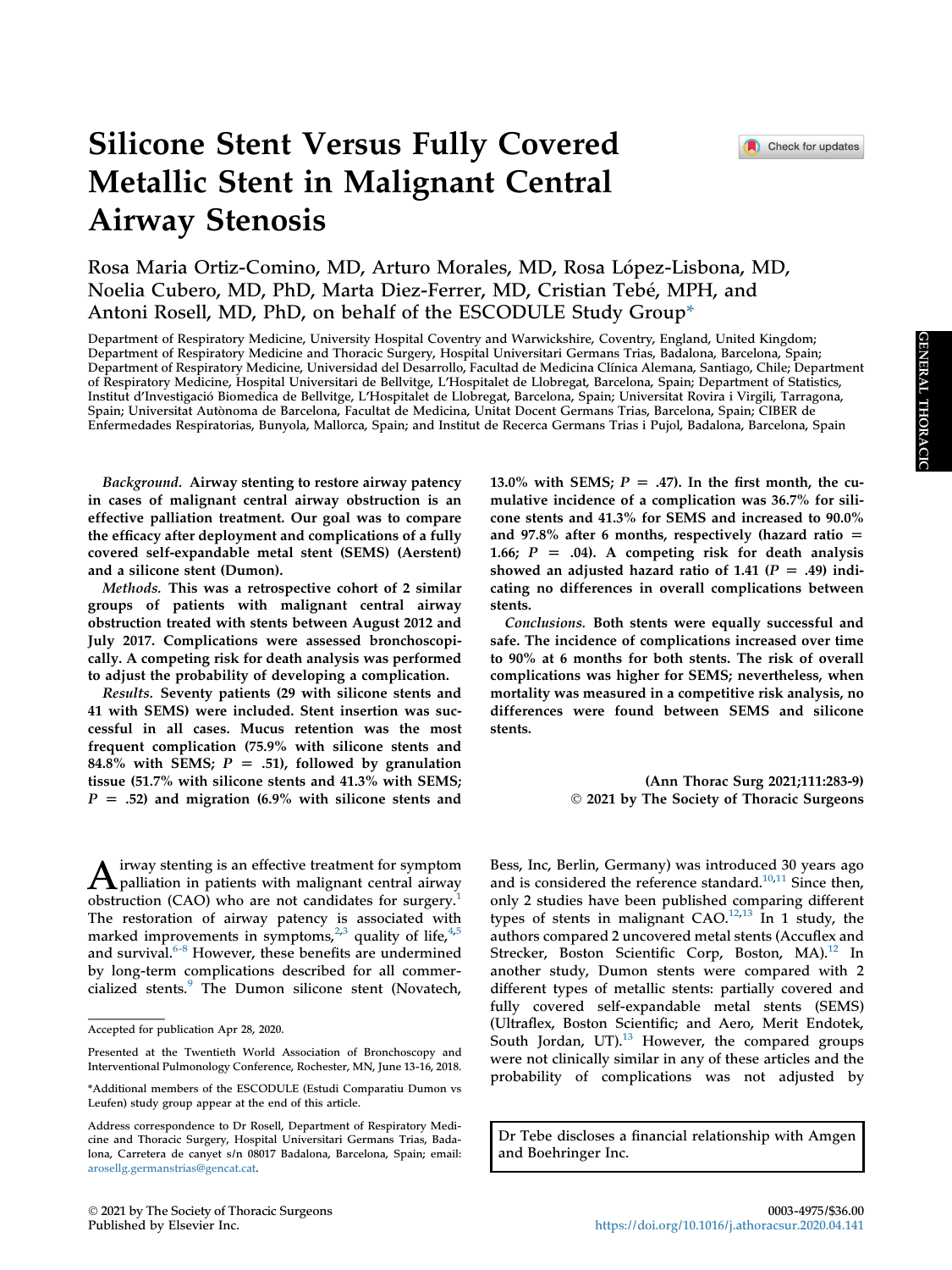# Silicone Stent Versus Fully Covered Metallic Stent in Malignant Central Airway Stenosis

Rosa Maria Ortiz-Comino, MD, Arturo Morales, MD, Rosa López-Lisbona, MD, Noelia Cubero, MD, PhD, Marta Diez-Ferrer, MD, Cristian Tebé, MPH, and Antoni Rosell, MD, PhD, on behalf of the ESCODULE Study Group*

Department of Respiratory Medicine, University Hospital Coventry and Warwickshire, Coventry, England, United Kingdom; Department of Respiratory Medicine and Thoracic Surgery, Hospital Universitari Germans Trias, Badalona, Barcelona, Spain; Department of Respiratory Medicine, Universidad del Desarrollo, Facultad de Medicina Clínica Alemana, Santiago, Chile; Department of Respiratory Medicine, Hospital Universitari de Bellvitge, L'Hospitalet de Llobregat, Barcelona, Spain; Department of Statistics, Institut d'Investigació Biomedica de Bellvitge, L'Hospitalet de Llobregat, Barcelona, Spain; Universitat Rovira i Virgili, Tarragona, Spain; Universitat Autònoma de Barcelona, Facultat de Medicina, Unitat Docent Germans Trias, Barcelona, Spain; CIBER de Enfermedades Respiratorias, Bunyola, Mallorca, Spain; and Institut de Recerca Germans Trias i Pujol, Badalona, Barcelona, Spain

***Background.*** **Airway stenting to restore airway patency in cases of malignant central airway obstruction is an effective palliation treatment. Our goal was to compare the efficacy after deployment and complications of a fully covered self-expandable metal stent (SEMS) (Aerstent) and a silicone stent (Dumon).**

***Methods.*** **This was a retrospective cohort of 2 similar groups of patients with malignant central airway obstruction treated with stents between August 2012 and July 2017. Complications were assessed bronchoscopically. A competing risk for death analysis was performed to adjust the probability of developing a complication.**

***Results.*** **Seventy patients (29 with silicone stents and 41 with SEMS) were included. Stent insertion was successful in all cases. Mucus retention was the most frequent complication (75.9% with silicone stents and 84.8% with SEMS; $P = .51$), followed by granulation tissue (51.7% with silicone stents and 41.3% with SEMS; $P = .52$) and migration (6.9% with silicone stents and 13.0% with SEMS; $P = .47$). In the first month, the cumulative incidence of a complication was 36.7% for silicone stents and 41.3% for SEMS and increased to 90.0% and 97.8% after 6 months, respectively (hazard ratio = 1.66; $P = .04$). A competing risk for death analysis showed an adjusted hazard ratio of 1.41 ($P = .49$) indicating no differences in overall complications between stents.**

***Conclusions.*** **Both stents were equally successful and safe. The incidence of complications increased over time to 90% at 6 months for both stents. The risk of overall complications was higher for SEMS; nevertheless, when mortality was measured in a competitive risk analysis, no differences were found between SEMS and silicone stents.**

**(Ann Thorac Surg 2021;111:283-9)**
**© 2021 by The Society of Thoracic Surgeons**

Airway stenting is an effective treatment for symptom palliation in patients with malignant central airway obstruction (CAO) who are not candidates for surgery.[1] The restoration of airway patency is associated with marked improvements in symptoms,[2,3] quality of life,[4,5] and survival.[6-8] However, these benefits are undermined by long-term complications described for all commercialized stents.[9] The Dumon silicone stent (Novatech, Bess, Inc, Berlin, Germany) was introduced 30 years ago and is considered the reference standard.[10,11] Since then, only 2 studies have been published comparing different types of stents in malignant CAO.[12,13] In 1 study, the authors compared 2 uncovered metal stents (Accuflex and Strecker, Boston Scientific Corp, Boston, MA).[12] In another study, Dumon stents were compared with 2 different types of metallic stents: partially covered and fully covered self-expandable metal stents (SEMS) (Ultraflex, Boston Scientific; and Aero, Merit Endotek, South Jordan, UT).[13] However, the compared groups were not clinically similar in any of these articles and the probability of complications was not adjusted by

Accepted for publication Apr 28, 2020.

Presented at the Twentieth World Association of Bronchoscopy and Interventional Pulmonology Conference, Rochester, MN, June 13-16, 2018.

*Additional members of the ESCODULE (Estudi Comparatiu Dumon vs Leufen) study group appear at the end of this article.

Address correspondence to Dr Rosell, Department of Respiratory Medicine and Thoracic Surgery, Hospital Universitari Germans Trias, Badalona, Carretera de canyet s/n 08017 Badalona, Barcelona, Spain; email: arosellg.germanstrias@gencat.cat.

Dr Tebe discloses a financial relationship with Amgen and Boehringer Inc.

© 2021 by The Society of Thoracic Surgeons
Published by Elsevier Inc.

0003-4975/$36.00
https://doi.org/10.1016/j.athoracsur.2020.04.141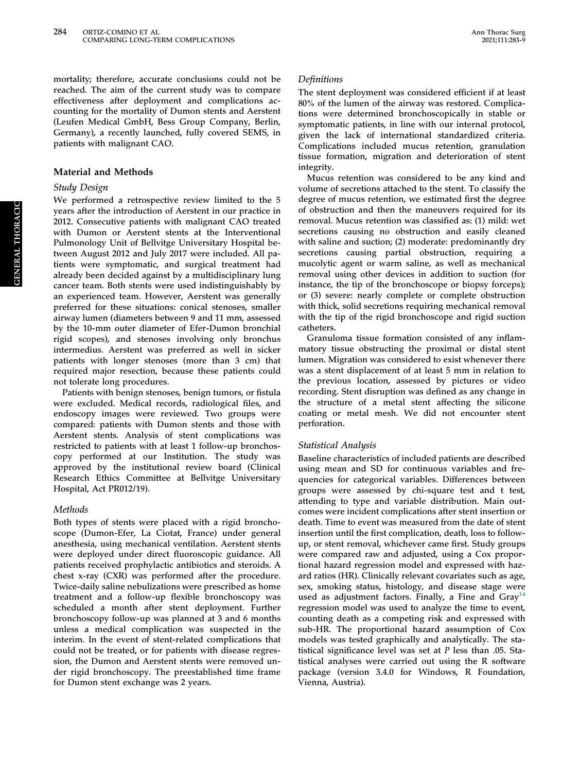mortality; therefore, accurate conclusions could not be reached. The aim of the current study was to compare effectiveness after deployment and complications accounting for the mortality of Dumon stents and Aerstent (Leufen Medical GmbH, Bess Group Company, Berlin, Germany), a recently launched, fully covered SEMS, in patients with malignant CAO.

## Material and Methods

### Study Design

We performed a retrospective review limited to the 5 years after the introduction of Aerstent in our practice in 2012. Consecutive patients with malignant CAO treated with Dumon or Aerstent stents at the Interventional Pulmonology Unit of Bellvitge Universitary Hospital between August 2012 and July 2017 were included. All patients were symptomatic, and surgical treatment had already been decided against by a multidisciplinary lung cancer team. Both stents were used indistinguishably by an experienced team. However, Aerstent was generally preferred for these situations: conical stenoses, smaller airway lumen (diameters between 9 and 11 mm, assessed by the 10-mm outer diameter of Efer-Dumon bronchial rigid scopes), and stenoses involving only bronchus intermedius. Aerstent was preferred as well in sicker patients with longer stenoses (more than 3 cm) that required major resection, because these patients could not tolerate long procedures.

Patients with benign stenoses, benign tumors, or fistula were excluded. Medical records, radiological files, and endoscopy images were reviewed. Two groups were compared: patients with Dumon stents and those with Aerstent stents. Analysis of stent complications was restricted to patients with at least 1 follow-up bronchoscopy performed at our Institution. The study was approved by the institutional review board (Clinical Research Ethics Committee at Bellvitge Universitary Hospital, Act PR012/19).

### Methods

Both types of stents were placed with a rigid bronchoscope (Dumon-Efer, La Ciotat, France) under general anesthesia, using mechanical ventilation. Aerstent stents were deployed under direct fluoroscopic guidance. All patients received prophylactic antibiotics and steroids. A chest x-ray (CXR) was performed after the procedure. Twice-daily saline nebulizations were prescribed as home treatment and a follow-up flexible bronchoscopy was scheduled a month after stent deployment. Further bronchoscopy follow-up was planned at 3 and 6 months unless a medical complication was suspected in the interim. In the event of stent-related complications that could not be treated, or for patients with disease regression, the Dumon and Aerstent stents were removed under rigid bronchoscopy. The preestablished time frame for Dumon stent exchange was 2 years.

### Definitions

The stent deployment was considered efficient if at least 80% of the lumen of the airway was restored. Complications were determined bronchoscopically in stable or symptomatic patients, in line with our internal protocol, given the lack of international standardized criteria. Complications included mucus retention, granulation tissue formation, migration and deterioration of stent integrity.

Mucus retention was considered to be any kind and volume of secretions attached to the stent. To classify the degree of mucus retention, we estimated first the degree of obstruction and then the maneuvers required for its removal. Mucus retention was classified as: (1) mild: wet secretions causing no obstruction and easily cleaned with saline and suction; (2) moderate: predominantly dry secretions causing partial obstruction, requiring a mucolytic agent or warm saline, as well as mechanical removal using other devices in addition to suction (for instance, the tip of the bronchoscope or biopsy forceps); or (3) severe: nearly complete or complete obstruction with thick, solid secretions requiring mechanical removal with the tip of the rigid bronchoscope and rigid suction catheters.

Granuloma tissue formation consisted of any inflammatory tissue obstructing the proximal or distal stent lumen. Migration was considered to exist whenever there was a stent displacement of at least 5 mm in relation to the previous location, assessed by pictures or video recording. Stent disruption was defined as any change in the structure of a metal stent affecting the silicone coating or metal mesh. We did not encounter stent perforation.

### Statistical Analysis

Baseline characteristics of included patients are described using mean and SD for continuous variables and frequencies for categorical variables. Differences between groups were assessed by chi-square test and t test, attending to type and variable distribution. Main outcomes were incident complications after stent insertion or death. Time to event was measured from the date of stent insertion until the first complication, death, loss to follow-up, or stent removal, whichever came first. Study groups were compared raw and adjusted, using a Cox proportional hazard regression model and expressed with hazard ratios (HR). Clinically relevant covariates such as age, sex, smoking status, histology, and disease stage were used as adjustment factors. Finally, a Fine and Gray[14] regression model was used to analyze the time to event, counting death as a competing risk and expressed with sub-HR. The proportional hazard assumption of Cox models was tested graphically and analytically. The statistical significance level was set at $P$ less than .05. Statistical analyses were carried out using the R software package (version 3.4.0 for Windows, R Foundation, Vienna, Austria).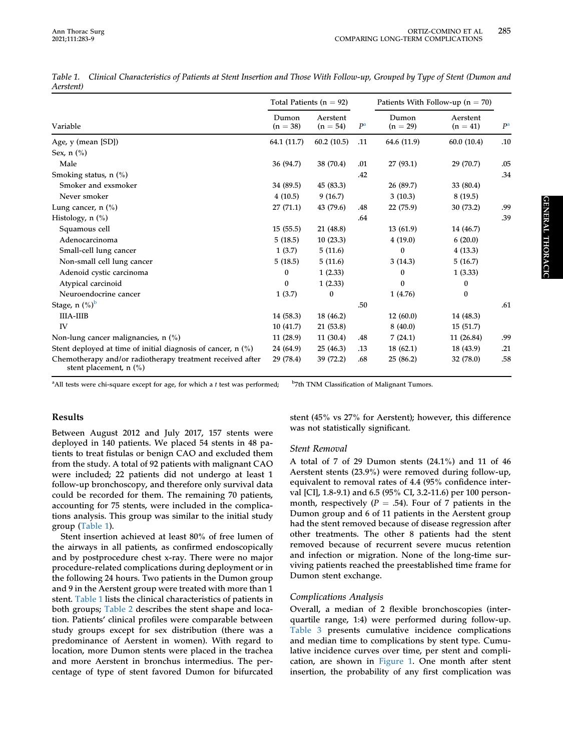Table 1. *Clinical Characteristics of Patients at Stent Insertion and Those With Follow-up, Grouped by Type of Stent (Dumon and Aerstent)*

| Variable | Total Patients (n = 92) | | | Patients With Follow-up (n = 70) | | |
|---|---|---|---|---|---|---|
| | Dumon (n = 38) | Aerstent (n = 54) | $P$[a] | Dumon (n = 29) | Aerstent (n = 41) | $P$[a] |
| Age, y (mean [SD]) | 64.1 (11.7) | 60.2 (10.5) | .11 | 64.6 (11.9) | 60.0 (10.4) | .10 |
| Sex, n (%) | | | | | | |
| Male | 36 (94.7) | 38 (70.4) | .01 | 27 (93.1) | 29 (70.7) | .05 |
| Smoking status, n (%) | | | .42 | | | .34 |
| Smoker and exsmoker | 34 (89.5) | 45 (83.3) | | 26 (89.7) | 33 (80.4) | |
| Never smoker | 4 (10.5) | 9 (16.7) | | 3 (10.3) | 8 (19.5) | |
| Lung cancer, n (%) | 27 (71.1) | 43 (79.6) | .48 | 22 (75.9) | 30 (73.2) | .99 |
| Histology, n (%) | | | .64 | | | .39 |
| Squamous cell | 15 (55.5) | 21 (48.8) | | 13 (61.9) | 14 (46.7) | |
| Adenocarcinoma | 5 (18.5) | 10 (23.3) | | 4 (19.0) | 6 (20.0) | |
| Small-cell lung cancer | 1 (3.7) | 5 (11.6) | | 0 | 4 (13.3) | |
| Non-small cell lung cancer | 5 (18.5) | 5 (11.6) | | 3 (14.3) | 5 (16.7) | |
| Adenoid cystic carcinoma | 0 | 1 (2.33) | | 0 | 1 (3.33) | |
| Atypical carcinoid | 0 | 1 (2.33) | | 0 | 0 | |
| Neuroendocrine cancer | 1 (3.7) | 0 | | 1 (4.76) | 0 | |
| Stage, n (%)[b] | | | .50 | | | .61 |
| IIIA-IIIB | 14 (58.3) | 18 (46.2) | | 12 (60.0) | 14 (48.3) | |
| IV | 10 (41.7) | 21 (53.8) | | 8 (40.0) | 15 (51.7) | |
| Non-lung cancer malignancies, n (%) | 11 (28.9) | 11 (30.4) | .48 | 7 (24.1) | 11 (26.84) | .99 |
| Stent deployed at time of initial diagnosis of cancer, n (%) | 24 (64.9) | 25 (46.3) | .13 | 18 (62.1) | 18 (43.9) | .21 |
| Chemotherapy and/or radiotherapy treatment received after stent placement, n (%) | 29 (78.4) | 39 (72.2) | .68 | 25 (86.2) | 32 (78.0) | .58 |

[a]All tests were chi-square except for age, for which a *t* test was performed; [b]7th TNM Classification of Malignant Tumors.

## Results

Between August 2012 and July 2017, 157 stents were deployed in 140 patients. We placed 54 stents in 48 patients to treat fistulas or benign CAO and excluded them from the study. A total of 92 patients with malignant CAO were included; 22 patients did not undergo at least 1 follow-up bronchoscopy, and therefore only survival data could be recorded for them. The remaining 70 patients, accounting for 75 stents, were included in the complications analysis. This group was similar to the initial study group (Table 1).

Stent insertion achieved at least 80% of free lumen of the airways in all patients, as confirmed endoscopically and by postprocedure chest x-ray. There were no major procedure-related complications during deployment or in the following 24 hours. Two patients in the Dumon group and 9 in the Aerstent group were treated with more than 1 stent. Table 1 lists the clinical characteristics of patients in both groups; Table 2 describes the stent shape and location. Patients' clinical profiles were comparable between study groups except for sex distribution (there was a predominance of Aerstent in women). With regard to location, more Dumon stents were placed in the trachea and more Aerstent in bronchus intermedius. The percentage of type of stent favored Dumon for bifurcated stent (45% vs 27% for Aerstent); however, this difference was not statistically significant.

### Stent Removal

A total of 7 of 29 Dumon stents (24.1%) and 11 of 46 Aerstent stents (23.9%) were removed during follow-up, equivalent to removal rates of 4.4 (95% confidence interval [CI], 1.8-9.1) and 6.5 (95% CI, 3.2-11.6) per 100 person-month, respectively ($P$ = .54). Four of 7 patients in the Dumon group and 6 of 11 patients in the Aerstent group had the stent removed because of disease regression after other treatments. The other 8 patients had the stent removed because of recurrent severe mucus retention and infection or migration. None of the long-time surviving patients reached the preestablished time frame for Dumon stent exchange.

### Complications Analysis

Overall, a median of 2 flexible bronchoscopies (interquartile range, 1:4) were performed during follow-up. Table 3 presents cumulative incidence complications and median time to complications by stent type. Cumulative incidence curves over time, per stent and complication, are shown in Figure 1. One month after stent insertion, the probability of any first complication was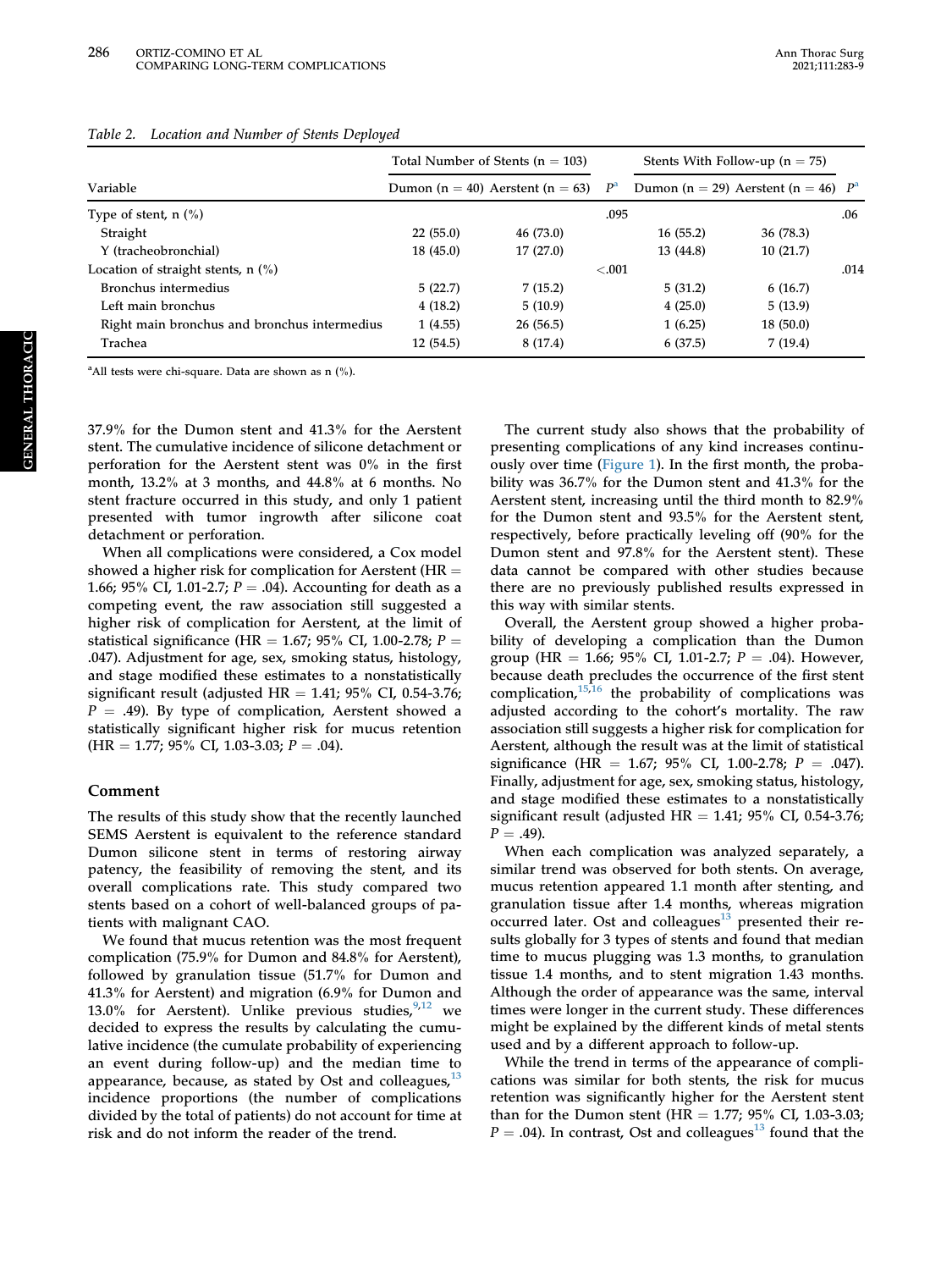Table 2. Location and Number of Stents Deployed

| Variable | Total Number of Stents (n = 103) | | | Stents With Follow-up (n = 75) | | |
|---|---|---|---|---|---|---|
| | Dumon (n = 40) | Aerstent (n = 63) | P[a] | Dumon (n = 29) | Aerstent (n = 46) | P[a] |
| Type of stent, n (%) | | | .095 | | | .06 |
| Straight | 22 (55.0) | 46 (73.0) | | 16 (55.2) | 36 (78.3) | |
| Y (tracheobronchial) | 18 (45.0) | 17 (27.0) | | 13 (44.8) | 10 (21.7) | |
| Location of straight stents, n (%) | | | <.001 | | | .014 |
| Bronchus intermedius | 5 (22.7) | 7 (15.2) | | 5 (31.2) | 6 (16.7) | |
| Left main bronchus | 4 (18.2) | 5 (10.9) | | 4 (25.0) | 5 (13.9) | |
| Right main bronchus and bronchus intermedius | 1 (4.55) | 26 (56.5) | | 1 (6.25) | 18 (50.0) | |
| Trachea | 12 (54.5) | 8 (17.4) | | 6 (37.5) | 7 (19.4) | |

[a]All tests were chi-square. Data are shown as n (%).

37.9% for the Dumon stent and 41.3% for the Aerstent stent. The cumulative incidence of silicone detachment or perforation for the Aerstent stent was 0% in the first month, 13.2% at 3 months, and 44.8% at 6 months. No stent fracture occurred in this study, and only 1 patient presented with tumor ingrowth after silicone coat detachment or perforation.

When all complications were considered, a Cox model showed a higher risk for complication for Aerstent (HR = 1.66; 95% CI, 1.01-2.7; $P = .04$). Accounting for death as a competing event, the raw association still suggested a higher risk of complication for Aerstent, at the limit of statistical significance (HR = 1.67; 95% CI, 1.00-2.78; $P = .047$). Adjustment for age, sex, smoking status, histology, and stage modified these estimates to a nonstatistically significant result (adjusted HR = 1.41; 95% CI, 0.54-3.76; $P = .49$). By type of complication, Aerstent showed a statistically significant higher risk for mucus retention (HR = 1.77; 95% CI, 1.03-3.03; $P = .04$).

## Comment

The results of this study show that the recently launched SEMS Aerstent is equivalent to the reference standard Dumon silicone stent in terms of restoring airway patency, the feasibility of removing the stent, and its overall complications rate. This study compared two stents based on a cohort of well-balanced groups of patients with malignant CAO.

We found that mucus retention was the most frequent complication (75.9% for Dumon and 84.8% for Aerstent), followed by granulation tissue (51.7% for Dumon and 41.3% for Aerstent) and migration (6.9% for Dumon and 13.0% for Aerstent). Unlike previous studies,[9,12] we decided to express the results by calculating the cumulative incidence (the cumulate probability of experiencing an event during follow-up) and the median time to appearance, because, as stated by Ost and colleagues,[13] incidence proportions (the number of complications divided by the total of patients) do not account for time at risk and do not inform the reader of the trend.

The current study also shows that the probability of presenting complications of any kind increases continuously over time (Figure 1). In the first month, the probability was 36.7% for the Dumon stent and 41.3% for the Aerstent stent, increasing until the third month to 82.9% for the Dumon stent and 93.5% for the Aerstent stent, respectively, before practically leveling off (90% for the Dumon stent and 97.8% for the Aerstent stent). These data cannot be compared with other studies because there are no previously published results expressed in this way with similar stents.

Overall, the Aerstent group showed a higher probability of developing a complication than the Dumon group (HR = 1.66; 95% CI, 1.01-2.7; $P = .04$). However, because death precludes the occurrence of the first stent complication,[15,16] the probability of complications was adjusted according to the cohort's mortality. The raw association still suggests a higher risk for complication for Aerstent, although the result was at the limit of statistical significance (HR = 1.67; 95% CI, 1.00-2.78; $P = .047$). Finally, adjustment for age, sex, smoking status, histology, and stage modified these estimates to a nonstatistically significant result (adjusted HR = 1.41; 95% CI, 0.54-3.76; $P = .49$).

When each complication was analyzed separately, a similar trend was observed for both stents. On average, mucus retention appeared 1.1 month after stenting, and granulation tissue after 1.4 months, whereas migration occurred later. Ost and colleagues[13] presented their results globally for 3 types of stents and found that median time to mucus plugging was 1.3 months, to granulation tissue 1.4 months, and to stent migration 1.43 months. Although the order of appearance was the same, interval times were longer in the current study. These differences might be explained by the different kinds of metal stents used and by a different approach to follow-up.

While the trend in terms of the appearance of complications was similar for both stents, the risk for mucus retention was significantly higher for the Aerstent stent than for the Dumon stent (HR = 1.77; 95% CI, 1.03-3.03; $P = .04$). In contrast, Ost and colleagues[13] found that the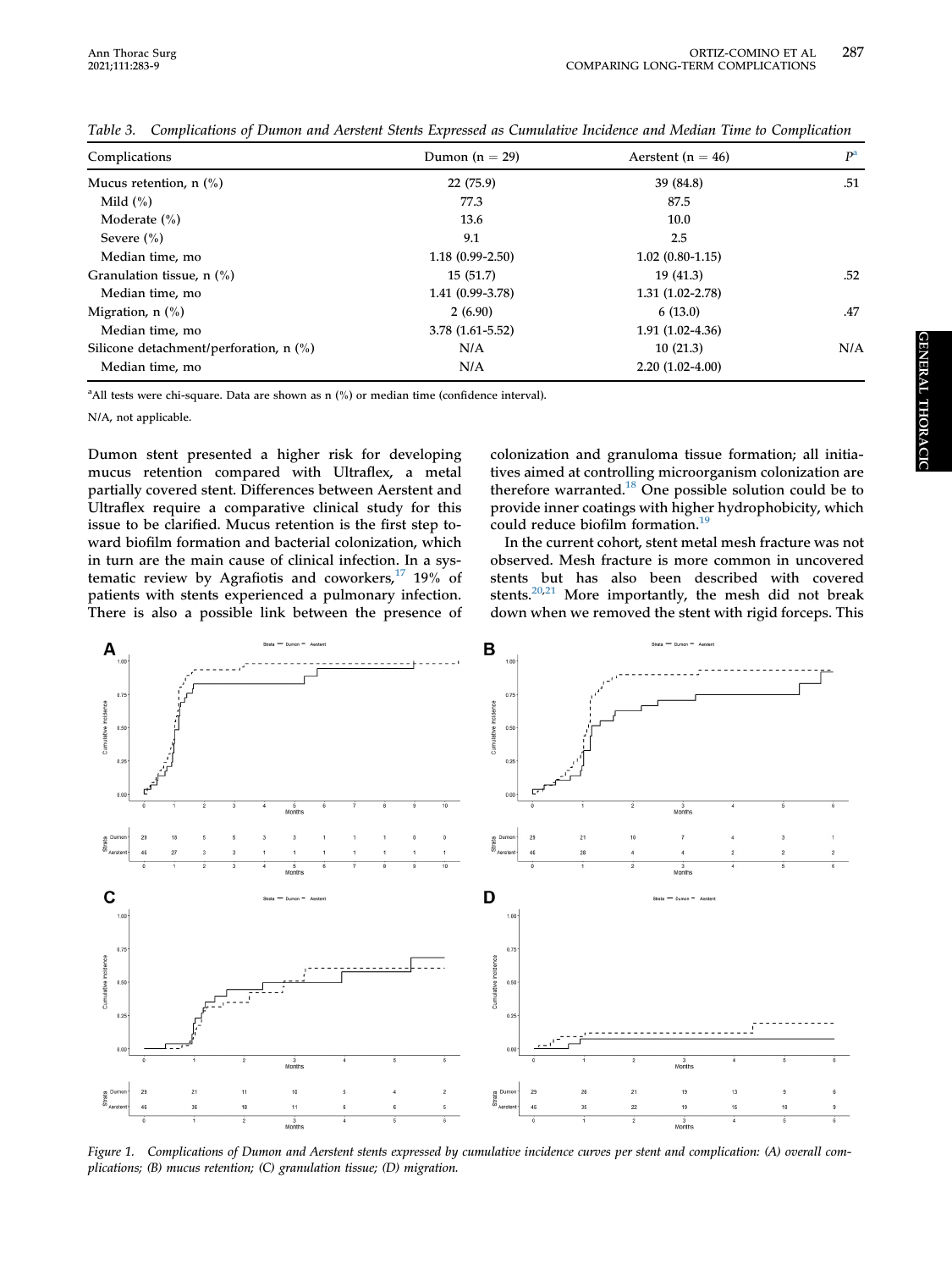Table 3. *Complications of Dumon and Aerstent Stents Expressed as Cumulative Incidence and Median Time to Complication*

| Complications | Dumon (n = 29) | Aerstent (n = 46) | P[a] |
|---|---|---|---|
| Mucus retention, n (%) | 22 (75.9) | 39 (84.8) | .51 |
| Mild (%) | 77.3 | 87.5 | |
| Moderate (%) | 13.6 | 10.0 | |
| Severe (%) | 9.1 | 2.5 | |
| Median time, mo | 1.18 (0.99-2.50) | 1.02 (0.80-1.15) | |
| Granulation tissue, n (%) | 15 (51.7) | 19 (41.3) | .52 |
| Median time, mo | 1.41 (0.99-3.78) | 1.31 (1.02-2.78) | |
| Migration, n (%) | 2 (6.90) | 6 (13.0) | .47 |
| Median time, mo | 3.78 (1.61-5.52) | 1.91 (1.02-4.36) | |
| Silicone detachment/perforation, n (%) | N/A | 10 (21.3) | N/A |
| Median time, mo | N/A | 2.20 (1.02-4.00) | |

[a]All tests were chi-square. Data are shown as n (%) or median time (confidence interval).

N/A, not applicable.

Dumon stent presented a higher risk for developing mucus retention compared with Ultraflex, a metal partially covered stent. Differences between Aerstent and Ultraflex require a comparative clinical study for this issue to be clarified. Mucus retention is the first step toward biofilm formation and bacterial colonization, which in turn are the main cause of clinical infection. In a systematic review by Agrafiotis and coworkers,[17] 19% of patients with stents experienced a pulmonary infection. There is also a possible link between the presence of colonization and granuloma tissue formation; all initiatives aimed at controlling microorganism colonization are therefore warranted.[18] One possible solution could be to provide inner coatings with higher hydrophobicity, which could reduce biofilm formation.[19]

In the current cohort, stent metal mesh fracture was not observed. Mesh fracture is more common in uncovered stents but has also been described with covered stents.[20,21] More importantly, the mesh did not break down when we removed the stent with rigid forceps. This

Figure 1. *Complications of Dumon and Aerstent stents expressed by cumulative incidence curves per stent and complication: (A) overall complications; (B) mucus retention; (C) granulation tissue; (D) migration.*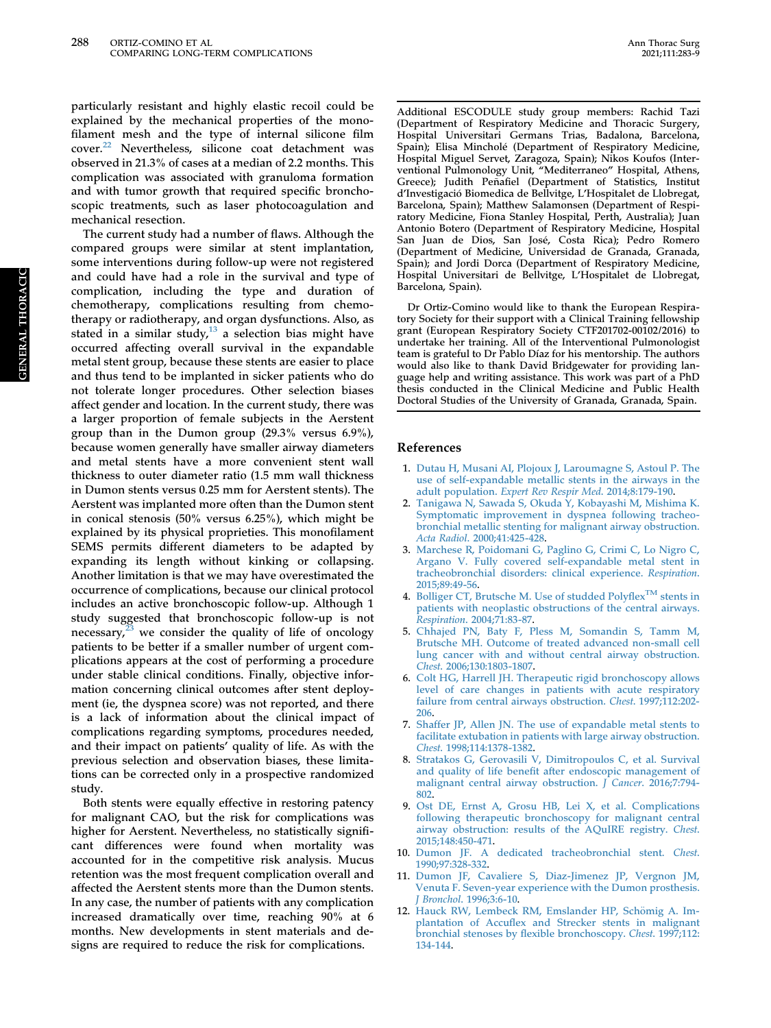particularly resistant and highly elastic recoil could be explained by the mechanical properties of the monofilament mesh and the type of internal silicone film cover.[22] Nevertheless, silicone coat detachment was observed in 21.3% of cases at a median of 2.2 months. This complication was associated with granuloma formation and with tumor growth that required specific bronchoscopic treatments, such as laser photocoagulation and mechanical resection.

The current study had a number of flaws. Although the compared groups were similar at stent implantation, some interventions during follow-up were not registered and could have had a role in the survival and type of complication, including the type and duration of chemotherapy, complications resulting from chemotherapy or radiotherapy, and organ dysfunctions. Also, as stated in a similar study,[13] a selection bias might have occurred affecting overall survival in the expandable metal stent group, because these stents are easier to place and thus tend to be implanted in sicker patients who do not tolerate longer procedures. Other selection biases affect gender and location. In the current study, there was a larger proportion of female subjects in the Aerstent group than in the Dumon group (29.3% versus 6.9%), because women generally have smaller airway diameters and metal stents have a more convenient stent wall thickness to outer diameter ratio (1.5 mm wall thickness in Dumon stents versus 0.25 mm for Aerstent stents). The Aerstent was implanted more often than the Dumon stent in conical stenosis (50% versus 6.25%), which might be explained by its physical proprieties. This monofilament SEMS permits different diameters to be adapted by expanding its length without kinking or collapsing. Another limitation is that we may have overestimated the occurrence of complications, because our clinical protocol includes an active bronchoscopic follow-up. Although 1 study suggested that bronchoscopic follow-up is not necessary,[23] we consider the quality of life of oncology patients to be better if a smaller number of urgent complications appears at the cost of performing a procedure under stable clinical conditions. Finally, objective information concerning clinical outcomes after stent deployment (ie, the dyspnea score) was not reported, and there is a lack of information about the clinical impact of complications regarding symptoms, procedures needed, and their impact on patients' quality of life. As with the previous selection and observation biases, these limitations can be corrected only in a prospective randomized study.

Both stents were equally effective in restoring patency for malignant CAO, but the risk for complications was higher for Aerstent. Nevertheless, no statistically significant differences were found when mortality was accounted for in the competitive risk analysis. Mucus retention was the most frequent complication overall and affected the Aerstent stents more than the Dumon stents. In any case, the number of patients with any complication increased dramatically over time, reaching 90% at 6 months. New developments in stent materials and designs are required to reduce the risk for complications.

Additional ESCODULE study group members: Rachid Tazi (Department of Respiratory Medicine and Thoracic Surgery, Hospital Universitari Germans Trias, Badalona, Barcelona, Spain); Elisa Minchollé (Department of Respiratory Medicine, Hospital Miguel Servet, Zaragoza, Spain); Nikos Koufos (Interventional Pulmonology Unit, "Mediterraneo" Hospital, Athens, Greece); Judith Peñafiel (Department of Statistics, Institut d'Investigació Biomedica de Bellvitge, L'Hospitalet de Llobregat, Barcelona, Spain); Matthew Salamonsen (Department of Respiratory Medicine, Fiona Stanley Hospital, Perth, Australia); Juan Antonio Botero (Department of Respiratory Medicine, Hospital San Juan de Dios, San José, Costa Rica); Pedro Romero (Department of Medicine, Universidad de Granada, Granada, Spain); and Jordi Dorca (Department of Respiratory Medicine, Hospital Universitari de Bellvitge, L'Hospitalet de Llobregat, Barcelona, Spain).

Dr Ortiz-Comino would like to thank the European Respiratory Society for their support with a Clinical Training fellowship grant (European Respiratory Society CTF201702-00102/2016) to undertake her training. All of the Interventional Pulmonologist team is grateful to Dr Pablo Díaz for his mentorship. The authors would also like to thank David Bridgewater for providing language help and writing assistance. This work was part of a PhD thesis conducted in the Clinical Medicine and Public Health Doctoral Studies of the University of Granada, Granada, Spain.

## References

1. Dutau H, Musani AI, Plojoux J, Laroumagne S, Astoul P. The use of self-expandable metallic stents in the airways in the adult population. *Expert Rev Respir Med*. 2014;8:179-190.
2. Tanigawa N, Sawada S, Okuda Y, Kobayashi M, Mishima K. Symptomatic improvement in dyspnea following tracheobronchial metallic stenting for malignant airway obstruction. *Acta Radiol*. 2000;41:425-428.
3. Marchese R, Poidomani G, Paglino G, Crimi C, Lo Nigro C, Argano V. Fully covered self-expandable metal stent in tracheobronchial disorders: clinical experience. *Respiration*. 2015;89:49-56.
4. Bolliger CT, Brutsche M. Use of studded Polyflex™ stents in patients with neoplastic obstructions of the central airways. *Respiration*. 2004;71:83-87.
5. Chhajed PN, Baty F, Pless M, Somandin S, Tamm M, Brutsche MH. Outcome of treated advanced non-small cell lung cancer with and without central airway obstruction. *Chest*. 2006;130:1803-1807.
6. Colt HG, Harrell JH. Therapeutic rigid bronchoscopy allows level of care changes in patients with acute respiratory failure from central airways obstruction. *Chest*. 1997;112:202-206.
7. Shaffer JP, Allen JN. The use of expandable metal stents to facilitate extubation in patients with large airway obstruction. *Chest*. 1998;114:1378-1382.
8. Stratakos G, Gerovasili V, Dimitropoulos C, et al. Survival and quality of life benefit after endoscopic management of malignant central airway obstruction. *J Cancer*. 2016;7:794-802.
9. Ost DE, Ernst A, Grosu HB, Lei X, et al. Complications following therapeutic bronchoscopy for malignant central airway obstruction: results of the AQuIRE registry. *Chest*. 2015;148:450-471.
10. Dumon JF. A dedicated tracheobronchial stent. *Chest*. 1990;97:328-332.
11. Dumon JF, Cavaliere S, Diaz-Jimenez JP, Vergnon JM, Venuta F. Seven-year experience with the Dumon prosthesis. *J Bronchol*. 1996;3:6-10.
12. Hauck RW, Lembeck RM, Emslander HP, Schömig A. Implantation of Accuflex and Strecker stents in malignant bronchial stenoses by flexible bronchoscopy. *Chest*. 1997;112:134-144.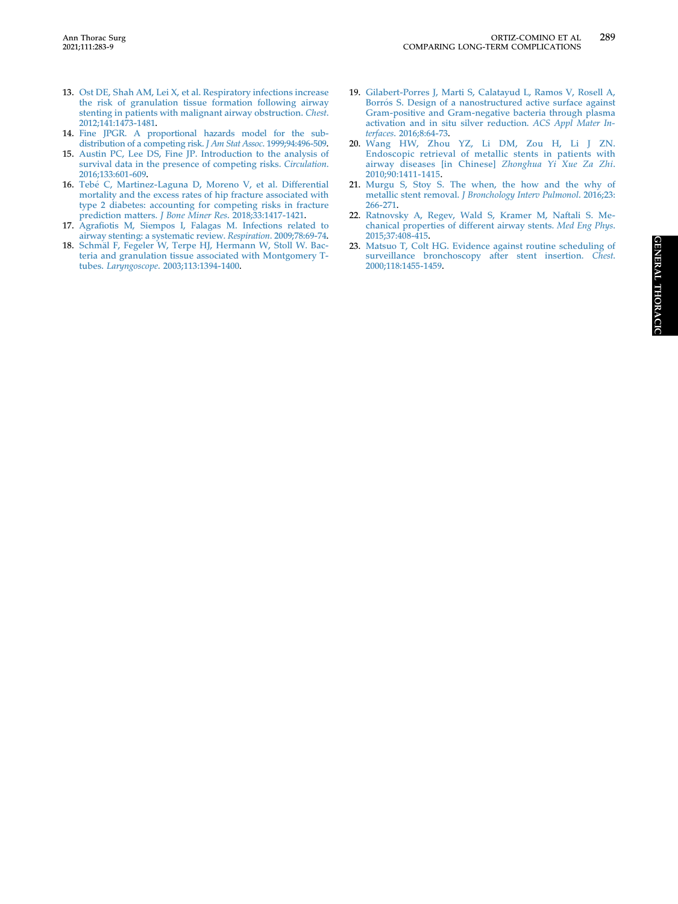13. Ost DE, Shah AM, Lei X, et al. Respiratory infections increase the risk of granulation tissue formation following airway stenting in patients with malignant airway obstruction. *Chest*. 2012;141:1473-1481.
14. Fine JPGR. A proportional hazards model for the sub-distribution of a competing risk. *J Am Stat Assoc*. 1999;94:496-509.
15. Austin PC, Lee DS, Fine JP. Introduction to the analysis of survival data in the presence of competing risks. *Circulation*. 2016;133:601-609.
16. Tebé C, Martinez-Laguna D, Moreno V, et al. Differential mortality and the excess rates of hip fracture associated with type 2 diabetes: accounting for competing risks in fracture prediction matters. *J Bone Miner Res*. 2018;33:1417-1421.
17. Agrafiotis M, Siempos I, Falagas M. Infections related to airway stenting: a systematic review. *Respiration*. 2009;78:69-74.
18. Schmäl F, Fegeler W, Terpe HJ, Hermann W, Stoll W. Bacteria and granulation tissue associated with Montgomery T-tubes. *Laryngoscope*. 2003;113:1394-1400.
19. Gilabert-Porres J, Marti S, Calatayud L, Ramos V, Rosell A, Borrós S. Design of a nanostructured active surface against Gram-positive and Gram-negative bacteria through plasma activation and in situ silver reduction. *ACS Appl Mater Interfaces*. 2016;8:64-73.
20. Wang HW, Zhou YZ, Li DM, Zou H, Li J ZN. Endoscopic retrieval of metallic stents in patients with airway diseases [in Chinese] *Zhonghua Yi Xue Za Zhi*. 2010;90:1411-1415.
21. Murgu S, Stoy S. The when, the how and the why of metallic stent removal. *J Bronchology Interv Pulmonol*. 2016;23:266-271.
22. Ratnovsky A, Regev, Wald S, Kramer M, Naftali S. Mechanical properties of different airway stents. *Med Eng Phys*. 2015;37:408-415.
23. Matsuo T, Colt HG. Evidence against routine scheduling of surveillance bronchoscopy after stent insertion. *Chest*. 2000;118:1455-1459.